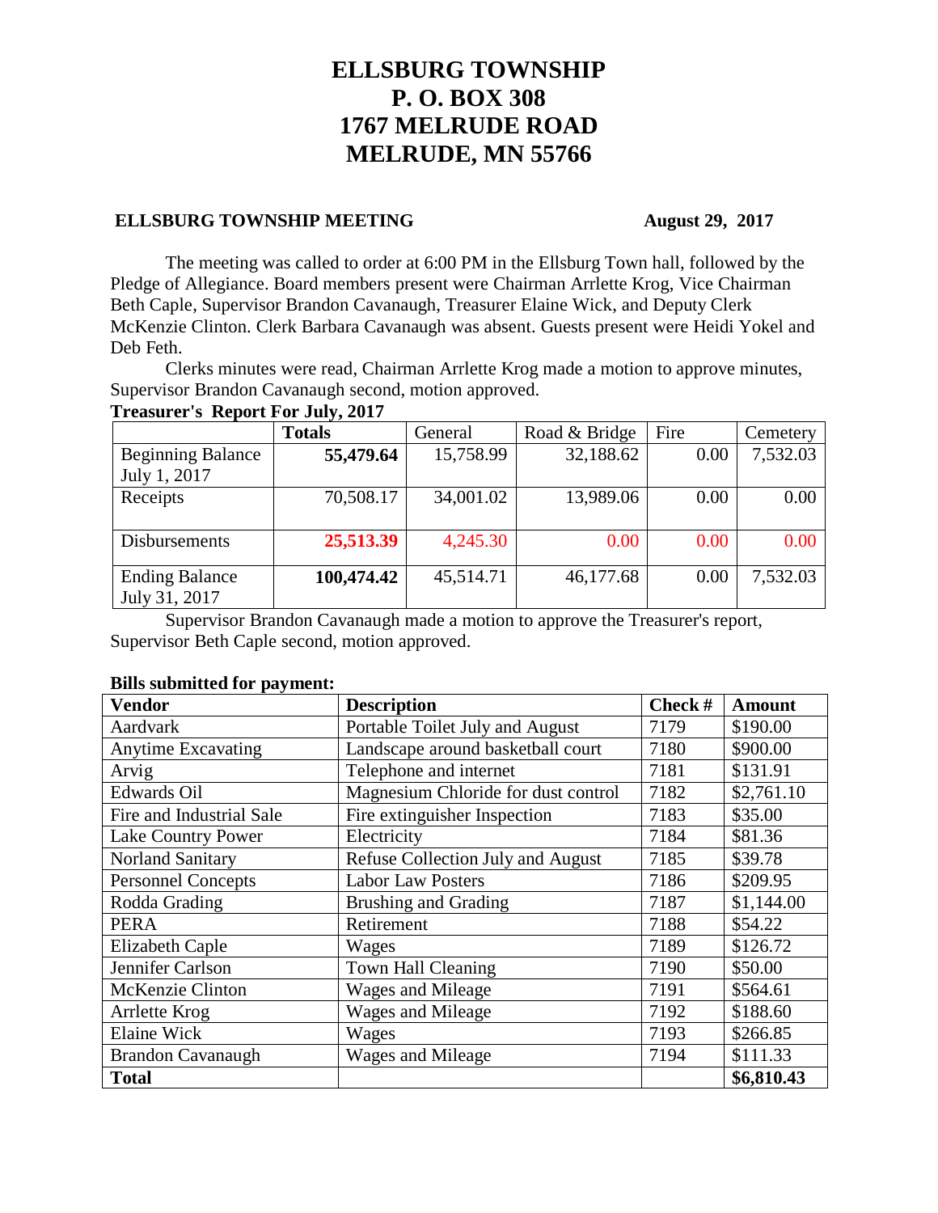# ELLSBURG TOWNSHIP
# P. O. BOX 308
# 1767 MELRUDE ROAD
# MELRUDE, MN 55766

**ELLSBURG TOWNSHIP MEETING** **August 29, 2017**

The meeting was called to order at 6:00 PM in the Ellsburg Town hall, followed by the Pledge of Allegiance. Board members present were Chairman Arrlette Krog, Vice Chairman Beth Caple, Supervisor Brandon Cavanaugh, Treasurer Elaine Wick, and Deputy Clerk McKenzie Clinton. Clerk Barbara Cavanaugh was absent. Guests present were Heidi Yokel and Deb Feth.

Clerks minutes were read, Chairman Arrlette Krog made a motion to approve minutes, Supervisor Brandon Cavanaugh second, motion approved.

**Treasurer's Report For July, 2017**

| | **Totals** | General | Road & Bridge | Fire | Cemetery |
|---|---|---|---|---|---|
| Beginning Balance July 1, 2017 | **55,479.64** | 15,758.99 | 32,188.62 | 0.00 | 7,532.03 |
| Receipts | 70,508.17 | 34,001.02 | 13,989.06 | 0.00 | 0.00 |
| Disbursements | **25,513.39** | 4,245.30 | 0.00 | 0.00 | 0.00 |
| Ending Balance July 31, 2017 | **100,474.42** | 45,514.71 | 46,177.68 | 0.00 | 7,532.03 |

Supervisor Brandon Cavanaugh made a motion to approve the Treasurer's report, Supervisor Beth Caple second, motion approved.

**Bills submitted for payment:**

| **Vendor** | **Description** | **Check #** | **Amount** |
|---|---|---|---|
| Aardvark | Portable Toilet July and August | 7179 | $190.00 |
| Anytime Excavating | Landscape around basketball court | 7180 | $900.00 |
| Arvig | Telephone and internet | 7181 | $131.91 |
| Edwards Oil | Magnesium Chloride for dust control | 7182 | $2,761.10 |
| Fire and Industrial Sale | Fire extinguisher Inspection | 7183 | $35.00 |
| Lake Country Power | Electricity | 7184 | $81.36 |
| Norland Sanitary | Refuse Collection July and August | 7185 | $39.78 |
| Personnel Concepts | Labor Law Posters | 7186 | $209.95 |
| Rodda Grading | Brushing and Grading | 7187 | $1,144.00 |
| PERA | Retirement | 7188 | $54.22 |
| Elizabeth Caple | Wages | 7189 | $126.72 |
| Jennifer Carlson | Town Hall Cleaning | 7190 | $50.00 |
| McKenzie Clinton | Wages and Mileage | 7191 | $564.61 |
| Arrlette Krog | Wages and Mileage | 7192 | $188.60 |
| Elaine Wick | Wages | 7193 | $266.85 |
| Brandon Cavanaugh | Wages and Mileage | 7194 | $111.33 |
| **Total** | | | **$6,810.43** |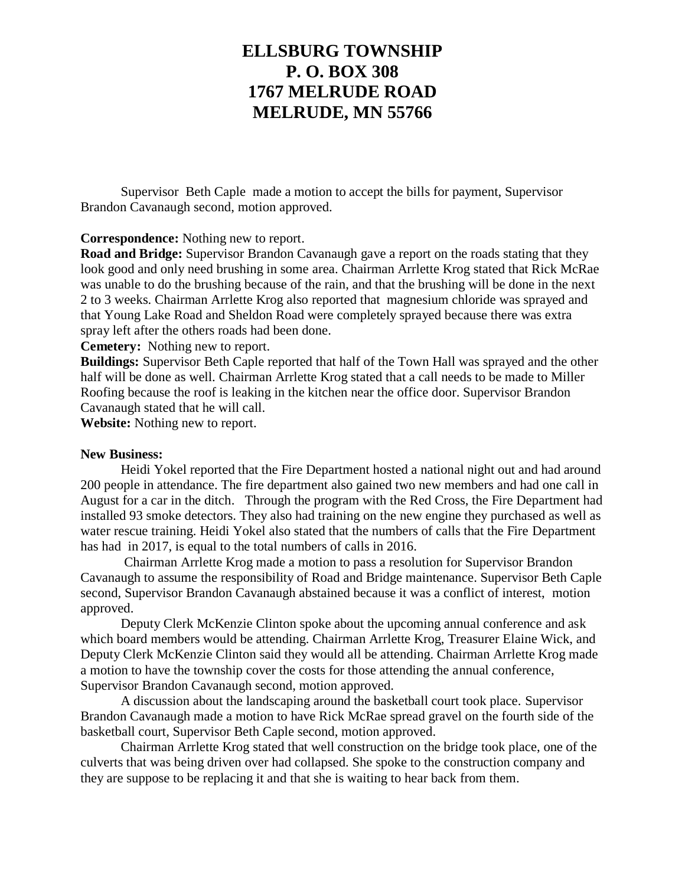# ELLSBURG TOWNSHIP
# P. O. BOX 308
# 1767 MELRUDE ROAD
# MELRUDE, MN 55766

Supervisor Beth Caple made a motion to accept the bills for payment, Supervisor Brandon Cavanaugh second, motion approved.

**Correspondence:** Nothing new to report.

**Road and Bridge:** Supervisor Brandon Cavanaugh gave a report on the roads stating that they look good and only need brushing in some area. Chairman Arrlette Krog stated that Rick McRae was unable to do the brushing because of the rain, and that the brushing will be done in the next 2 to 3 weeks. Chairman Arrlette Krog also reported that magnesium chloride was sprayed and that Young Lake Road and Sheldon Road were completely sprayed because there was extra spray left after the others roads had been done.

**Cemetery:** Nothing new to report.

**Buildings:** Supervisor Beth Caple reported that half of the Town Hall was sprayed and the other half will be done as well. Chairman Arrlette Krog stated that a call needs to be made to Miller Roofing because the roof is leaking in the kitchen near the office door. Supervisor Brandon Cavanaugh stated that he will call.

**Website:** Nothing new to report.

**New Business:**

Heidi Yokel reported that the Fire Department hosted a national night out and had around 200 people in attendance. The fire department also gained two new members and had one call in August for a car in the ditch. Through the program with the Red Cross, the Fire Department had installed 93 smoke detectors. They also had training on the new engine they purchased as well as water rescue training. Heidi Yokel also stated that the numbers of calls that the Fire Department has had in 2017, is equal to the total numbers of calls in 2016.

Chairman Arrlette Krog made a motion to pass a resolution for Supervisor Brandon Cavanaugh to assume the responsibility of Road and Bridge maintenance. Supervisor Beth Caple second, Supervisor Brandon Cavanaugh abstained because it was a conflict of interest, motion approved.

Deputy Clerk McKenzie Clinton spoke about the upcoming annual conference and ask which board members would be attending. Chairman Arrlette Krog, Treasurer Elaine Wick, and Deputy Clerk McKenzie Clinton said they would all be attending. Chairman Arrlette Krog made a motion to have the township cover the costs for those attending the annual conference, Supervisor Brandon Cavanaugh second, motion approved.

A discussion about the landscaping around the basketball court took place. Supervisor Brandon Cavanaugh made a motion to have Rick McRae spread gravel on the fourth side of the basketball court, Supervisor Beth Caple second, motion approved.

Chairman Arrlette Krog stated that well construction on the bridge took place, one of the culverts that was being driven over had collapsed. She spoke to the construction company and they are suppose to be replacing it and that she is waiting to hear back from them.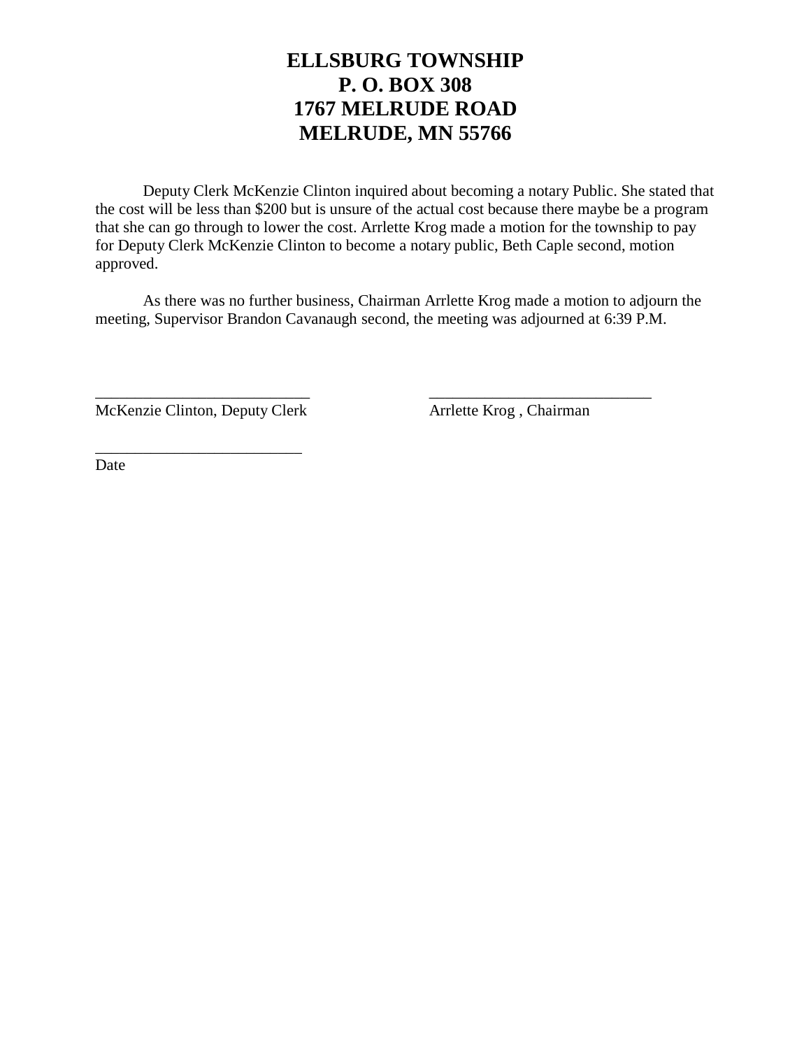# ELLSBURG TOWNSHIP
# P. O. BOX 308
# 1767 MELRUDE ROAD
# MELRUDE, MN 55766

Deputy Clerk McKenzie Clinton inquired about becoming a notary Public. She stated that the cost will be less than $200 but is unsure of the actual cost because there maybe be a program that she can go through to lower the cost. Arrlette Krog made a motion for the township to pay for Deputy Clerk McKenzie Clinton to become a notary public, Beth Caple second, motion approved.

As there was no further business, Chairman Arrlette Krog made a motion to adjourn the meeting, Supervisor Brandon Cavanaugh second, the meeting was adjourned at 6:39 P.M.

___________________________ ___________________________
McKenzie Clinton, Deputy Clerk Arrlette Krog , Chairman

___________________________
Date